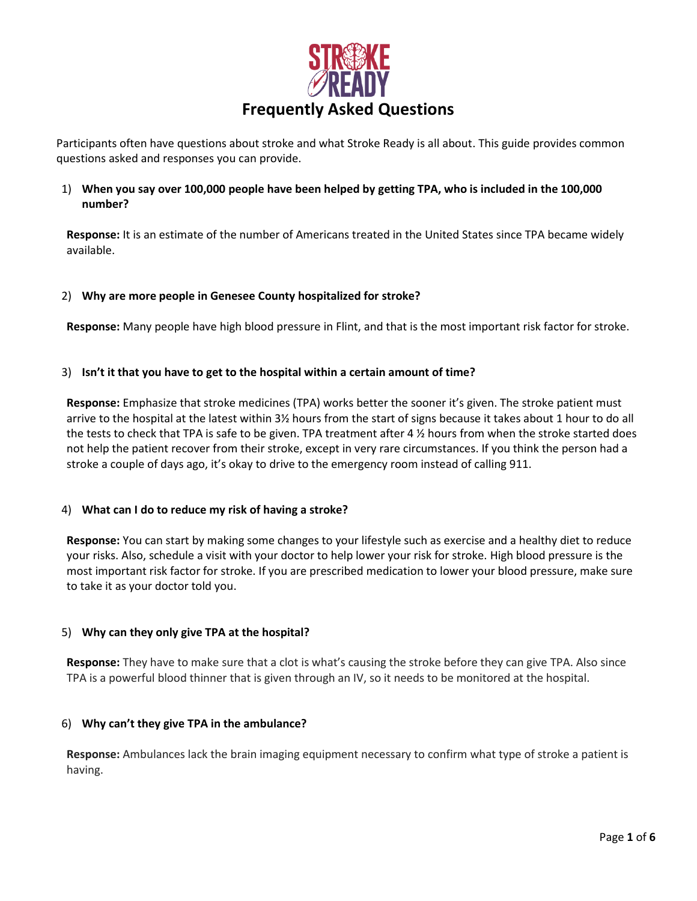# Frequently Asked Questions

Participants often have questions about stroke and what Stroke Ready is all about. This guide provides common questions asked and responses you can provide.

1) **When you say over 100,000 people have been helped by getting TPA, who is included in the 100,000 number?**

   **Response:** It is an estimate of the number of Americans treated in the United States since TPA became widely available.

2) **Why are more people in Genesee County hospitalized for stroke?**

   **Response:** Many people have high blood pressure in Flint, and that is the most important risk factor for stroke.

3) **Isn't it that you have to get to the hospital within a certain amount of time?**

   **Response:** Emphasize that stroke medicines (TPA) works better the sooner it's given. The stroke patient must arrive to the hospital at the latest within 3½ hours from the start of signs because it takes about 1 hour to do all the tests to check that TPA is safe to be given. TPA treatment after 4 ½ hours from when the stroke started does not help the patient recover from their stroke, except in very rare circumstances. If you think the person had a stroke a couple of days ago, it's okay to drive to the emergency room instead of calling 911.

4) **What can I do to reduce my risk of having a stroke?**

   **Response:** You can start by making some changes to your lifestyle such as exercise and a healthy diet to reduce your risks. Also, schedule a visit with your doctor to help lower your risk for stroke. High blood pressure is the most important risk factor for stroke. If you are prescribed medication to lower your blood pressure, make sure to take it as your doctor told you.

5) **Why can they only give TPA at the hospital?**

   **Response:** They have to make sure that a clot is what's causing the stroke before they can give TPA. Also since TPA is a powerful blood thinner that is given through an IV, so it needs to be monitored at the hospital.

6) **Why can't they give TPA in the ambulance?**

   **Response:** Ambulances lack the brain imaging equipment necessary to confirm what type of stroke a patient is having.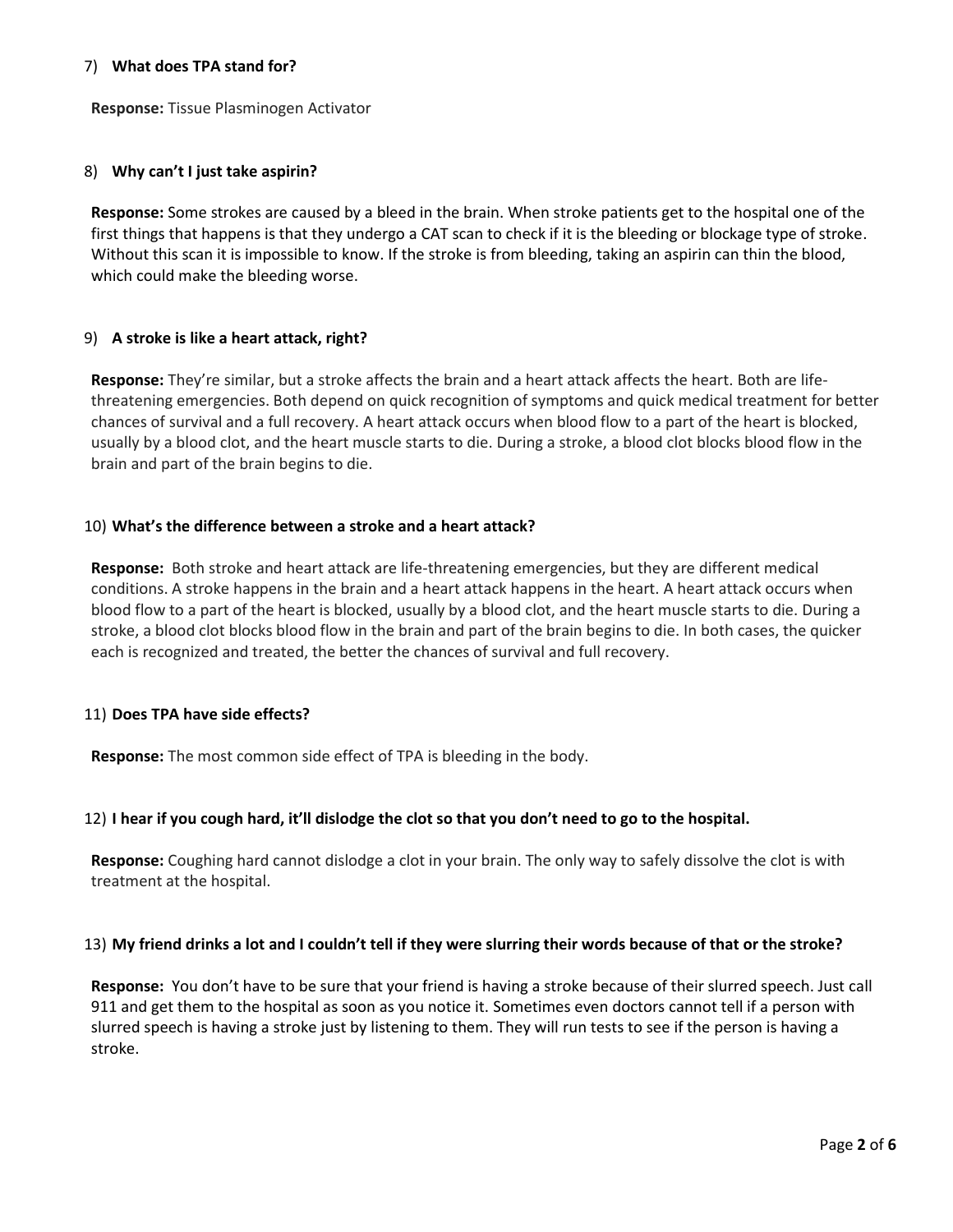7) **What does TPA stand for?**

**Response:** Tissue Plasminogen Activator

8) **Why can't I just take aspirin?**

**Response:** Some strokes are caused by a bleed in the brain. When stroke patients get to the hospital one of the first things that happens is that they undergo a CAT scan to check if it is the bleeding or blockage type of stroke. Without this scan it is impossible to know. If the stroke is from bleeding, taking an aspirin can thin the blood, which could make the bleeding worse.

9) **A stroke is like a heart attack, right?**

**Response:** They're similar, but a stroke affects the brain and a heart attack affects the heart. Both are life-threatening emergencies. Both depend on quick recognition of symptoms and quick medical treatment for better chances of survival and a full recovery. A heart attack occurs when blood flow to a part of the heart is blocked, usually by a blood clot, and the heart muscle starts to die. During a stroke, a blood clot blocks blood flow in the brain and part of the brain begins to die.

10) **What's the difference between a stroke and a heart attack?**

**Response:** Both stroke and heart attack are life-threatening emergencies, but they are different medical conditions. A stroke happens in the brain and a heart attack happens in the heart. A heart attack occurs when blood flow to a part of the heart is blocked, usually by a blood clot, and the heart muscle starts to die. During a stroke, a blood clot blocks blood flow in the brain and part of the brain begins to die. In both cases, the quicker each is recognized and treated, the better the chances of survival and full recovery.

11) **Does TPA have side effects?**

**Response:** The most common side effect of TPA is bleeding in the body.

12) **I hear if you cough hard, it'll dislodge the clot so that you don't need to go to the hospital.**

**Response:** Coughing hard cannot dislodge a clot in your brain. The only way to safely dissolve the clot is with treatment at the hospital.

13) **My friend drinks a lot and I couldn't tell if they were slurring their words because of that or the stroke?**

**Response:** You don't have to be sure that your friend is having a stroke because of their slurred speech. Just call 911 and get them to the hospital as soon as you notice it. Sometimes even doctors cannot tell if a person with slurred speech is having a stroke just by listening to them. They will run tests to see if the person is having a stroke.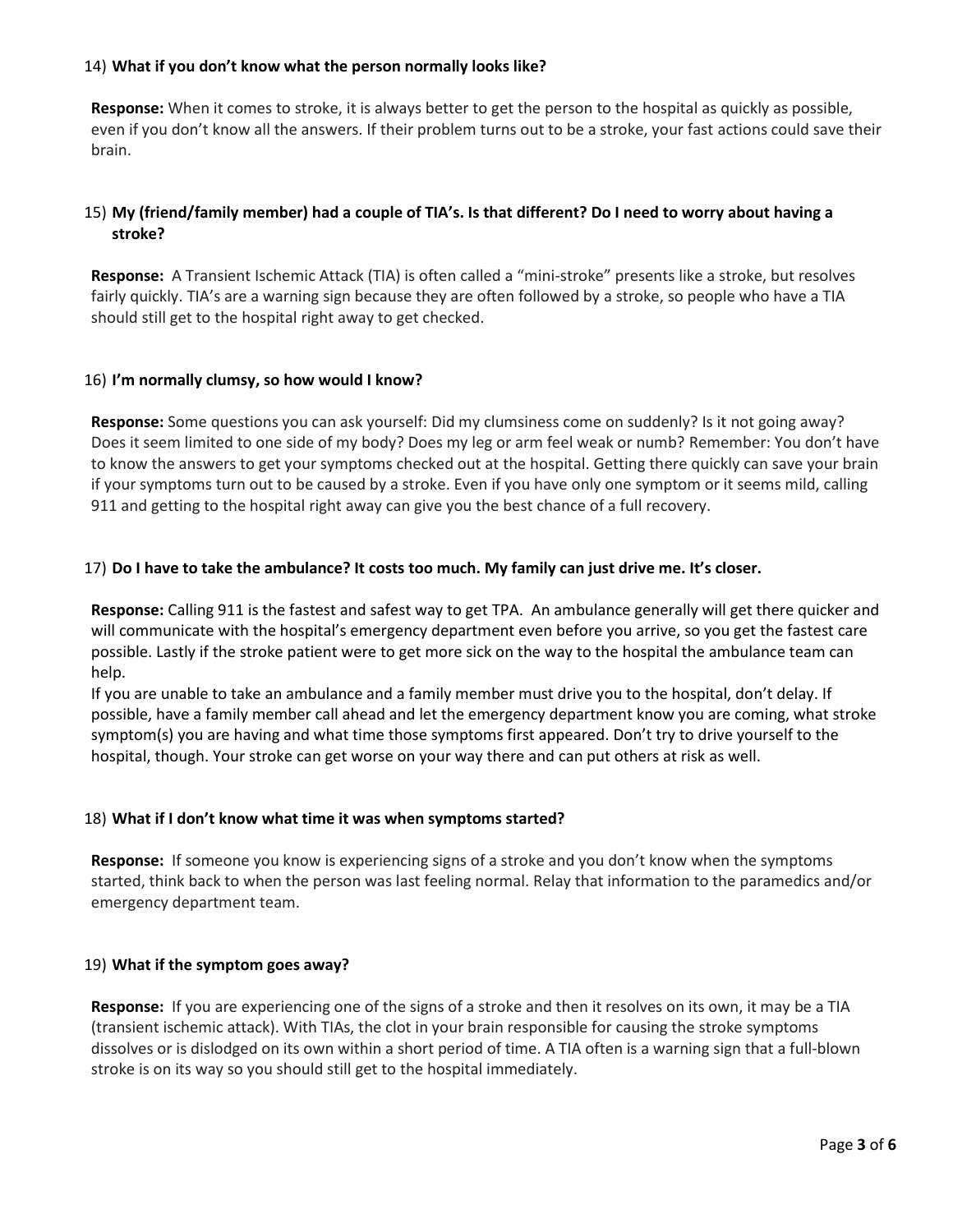14) **What if you don't know what the person normally looks like?**

**Response:** When it comes to stroke, it is always better to get the person to the hospital as quickly as possible, even if you don't know all the answers. If their problem turns out to be a stroke, your fast actions could save their brain.

15) **My (friend/family member) had a couple of TIA's. Is that different? Do I need to worry about having a stroke?**

**Response:** A Transient Ischemic Attack (TIA) is often called a "mini-stroke" presents like a stroke, but resolves fairly quickly. TIA's are a warning sign because they are often followed by a stroke, so people who have a TIA should still get to the hospital right away to get checked.

16) **I'm normally clumsy, so how would I know?**

**Response:** Some questions you can ask yourself: Did my clumsiness come on suddenly? Is it not going away? Does it seem limited to one side of my body? Does my leg or arm feel weak or numb? Remember: You don't have to know the answers to get your symptoms checked out at the hospital. Getting there quickly can save your brain if your symptoms turn out to be caused by a stroke. Even if you have only one symptom or it seems mild, calling 911 and getting to the hospital right away can give you the best chance of a full recovery.

17) **Do I have to take the ambulance? It costs too much. My family can just drive me. It's closer.**

**Response:** Calling 911 is the fastest and safest way to get TPA. An ambulance generally will get there quicker and will communicate with the hospital's emergency department even before you arrive, so you get the fastest care possible. Lastly if the stroke patient were to get more sick on the way to the hospital the ambulance team can help.

If you are unable to take an ambulance and a family member must drive you to the hospital, don't delay. If possible, have a family member call ahead and let the emergency department know you are coming, what stroke symptom(s) you are having and what time those symptoms first appeared. Don't try to drive yourself to the hospital, though. Your stroke can get worse on your way there and can put others at risk as well.

18) **What if I don't know what time it was when symptoms started?**

**Response:** If someone you know is experiencing signs of a stroke and you don't know when the symptoms started, think back to when the person was last feeling normal. Relay that information to the paramedics and/or emergency department team.

19) **What if the symptom goes away?**

**Response:** If you are experiencing one of the signs of a stroke and then it resolves on its own, it may be a TIA (transient ischemic attack). With TIAs, the clot in your brain responsible for causing the stroke symptoms dissolves or is dislodged on its own within a short period of time. A TIA often is a warning sign that a full-blown stroke is on its way so you should still get to the hospital immediately.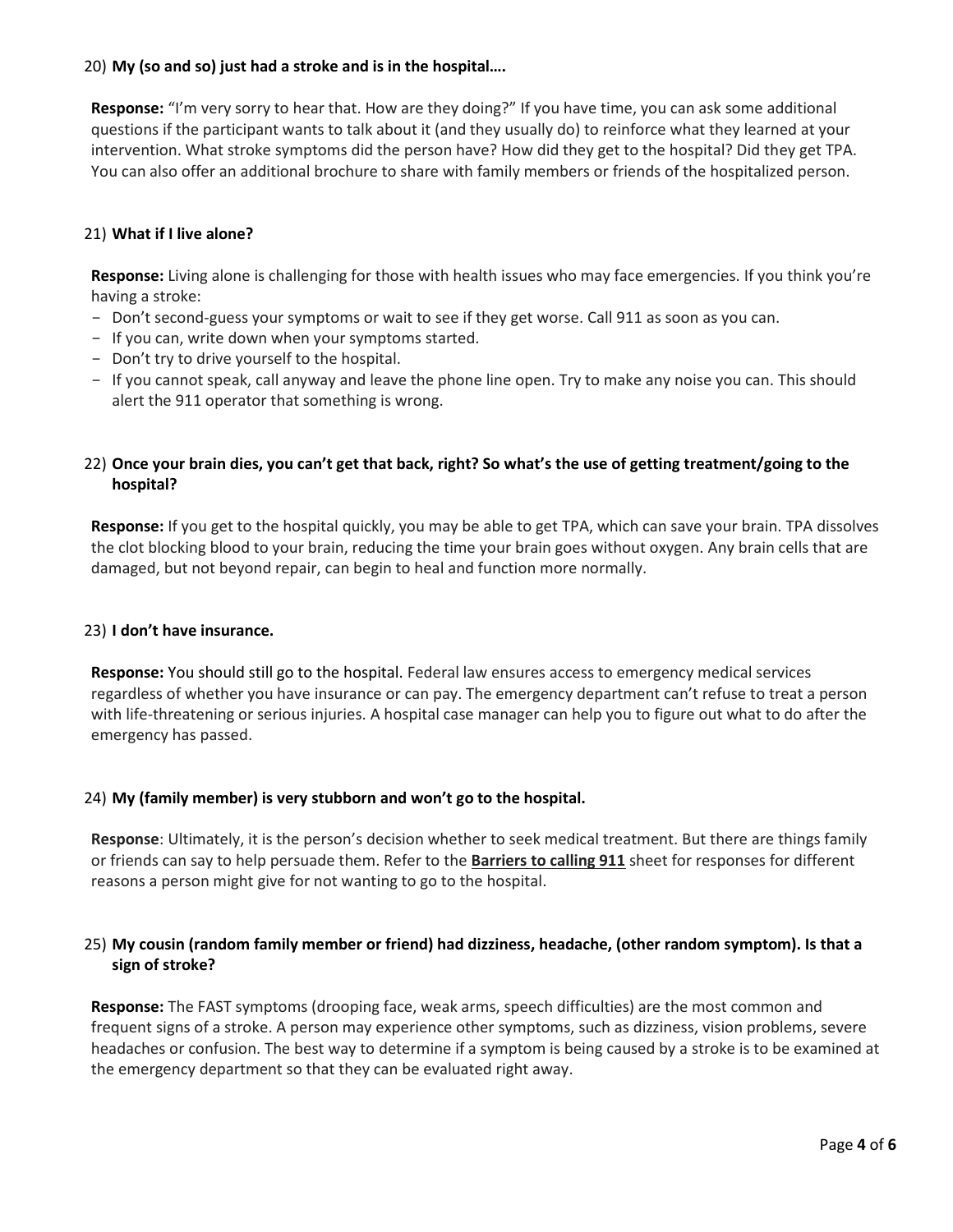20) **My (so and so) just had a stroke and is in the hospital….**

**Response:** "I'm very sorry to hear that. How are they doing?" If you have time, you can ask some additional questions if the participant wants to talk about it (and they usually do) to reinforce what they learned at your intervention. What stroke symptoms did the person have? How did they get to the hospital? Did they get TPA. You can also offer an additional brochure to share with family members or friends of the hospitalized person.

21) **What if I live alone?**

**Response:** Living alone is challenging for those with health issues who may face emergencies. If you think you're having a stroke:

- Don't second-guess your symptoms or wait to see if they get worse. Call 911 as soon as you can.
- If you can, write down when your symptoms started.
- Don't try to drive yourself to the hospital.
- If you cannot speak, call anyway and leave the phone line open. Try to make any noise you can. This should alert the 911 operator that something is wrong.

22) **Once your brain dies, you can't get that back, right? So what's the use of getting treatment/going to the hospital?**

**Response:** If you get to the hospital quickly, you may be able to get TPA, which can save your brain. TPA dissolves the clot blocking blood to your brain, reducing the time your brain goes without oxygen. Any brain cells that are damaged, but not beyond repair, can begin to heal and function more normally.

23) **I don't have insurance.**

**Response:** You should still go to the hospital. Federal law ensures access to emergency medical services regardless of whether you have insurance or can pay. The emergency department can't refuse to treat a person with life-threatening or serious injuries. A hospital case manager can help you to figure out what to do after the emergency has passed.

24) **My (family member) is very stubborn and won't go to the hospital.**

**Response**: Ultimately, it is the person's decision whether to seek medical treatment. But there are things family or friends can say to help persuade them. Refer to the **Barriers to calling 911** sheet for responses for different reasons a person might give for not wanting to go to the hospital.

25) **My cousin (random family member or friend) had dizziness, headache, (other random symptom). Is that a sign of stroke?**

**Response:** The FAST symptoms (drooping face, weak arms, speech difficulties) are the most common and frequent signs of a stroke. A person may experience other symptoms, such as dizziness, vision problems, severe headaches or confusion. The best way to determine if a symptom is being caused by a stroke is to be examined at the emergency department so that they can be evaluated right away.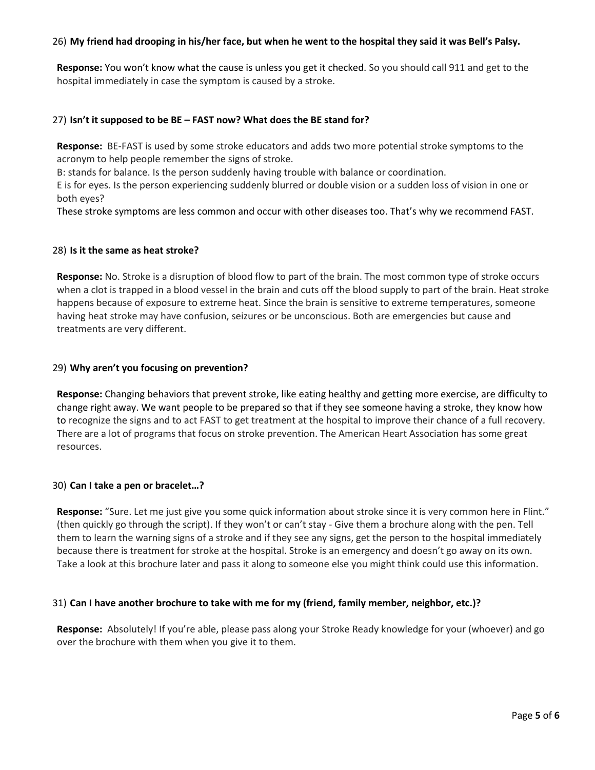26) **My friend had drooping in his/her face, but when he went to the hospital they said it was Bell's Palsy.**

**Response:** You won't know what the cause is unless you get it checked. So you should call 911 and get to the hospital immediately in case the symptom is caused by a stroke.

27) **Isn't it supposed to be BE – FAST now? What does the BE stand for?**

**Response:** BE-FAST is used by some stroke educators and adds two more potential stroke symptoms to the acronym to help people remember the signs of stroke.
B: stands for balance. Is the person suddenly having trouble with balance or coordination.
E is for eyes. Is the person experiencing suddenly blurred or double vision or a sudden loss of vision in one or both eyes?
These stroke symptoms are less common and occur with other diseases too. That's why we recommend FAST.

28) **Is it the same as heat stroke?**

**Response:** No. Stroke is a disruption of blood flow to part of the brain. The most common type of stroke occurs when a clot is trapped in a blood vessel in the brain and cuts off the blood supply to part of the brain. Heat stroke happens because of exposure to extreme heat. Since the brain is sensitive to extreme temperatures, someone having heat stroke may have confusion, seizures or be unconscious. Both are emergencies but cause and treatments are very different.

29) **Why aren't you focusing on prevention?**

**Response:** Changing behaviors that prevent stroke, like eating healthy and getting more exercise, are difficulty to change right away. We want people to be prepared so that if they see someone having a stroke, they know how to recognize the signs and to act FAST to get treatment at the hospital to improve their chance of a full recovery. There are a lot of programs that focus on stroke prevention. The American Heart Association has some great resources.

30) **Can I take a pen or bracelet…?**

**Response:** "Sure. Let me just give you some quick information about stroke since it is very common here in Flint." (then quickly go through the script). If they won't or can't stay - Give them a brochure along with the pen. Tell them to learn the warning signs of a stroke and if they see any signs, get the person to the hospital immediately because there is treatment for stroke at the hospital. Stroke is an emergency and doesn't go away on its own. Take a look at this brochure later and pass it along to someone else you might think could use this information.

31) **Can I have another brochure to take with me for my (friend, family member, neighbor, etc.)?**

**Response:** Absolutely! If you're able, please pass along your Stroke Ready knowledge for your (whoever) and go over the brochure with them when you give it to them.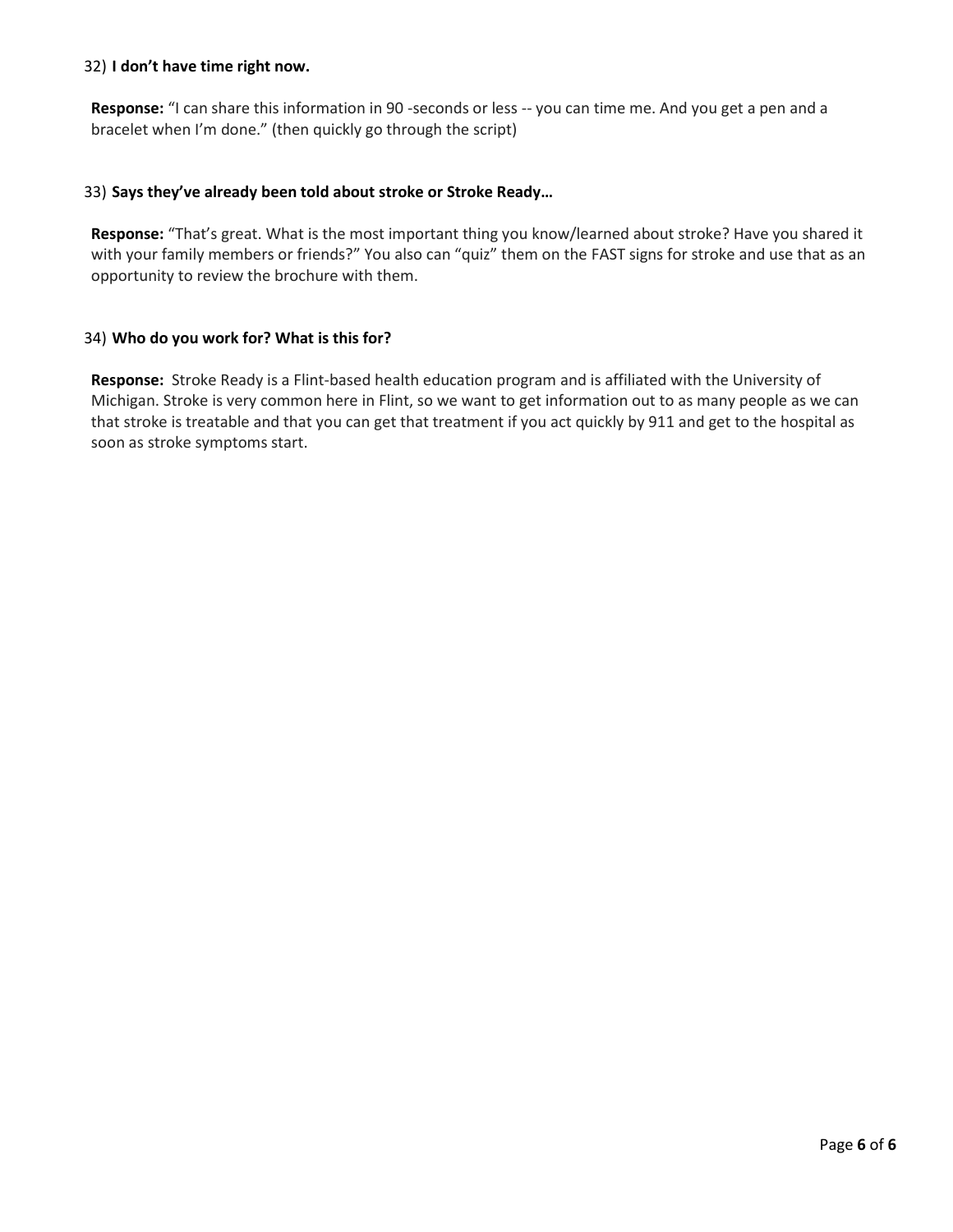32) **I don't have time right now.**

**Response:** "I can share this information in 90 -seconds or less -- you can time me. And you get a pen and a bracelet when I'm done." (then quickly go through the script)

33) **Says they've already been told about stroke or Stroke Ready…**

**Response:** "That's great. What is the most important thing you know/learned about stroke? Have you shared it with your family members or friends?" You also can "quiz" them on the FAST signs for stroke and use that as an opportunity to review the brochure with them.

34) **Who do you work for? What is this for?**

**Response:** Stroke Ready is a Flint-based health education program and is affiliated with the University of Michigan. Stroke is very common here in Flint, so we want to get information out to as many people as we can that stroke is treatable and that you can get that treatment if you act quickly by 911 and get to the hospital as soon as stroke symptoms start.